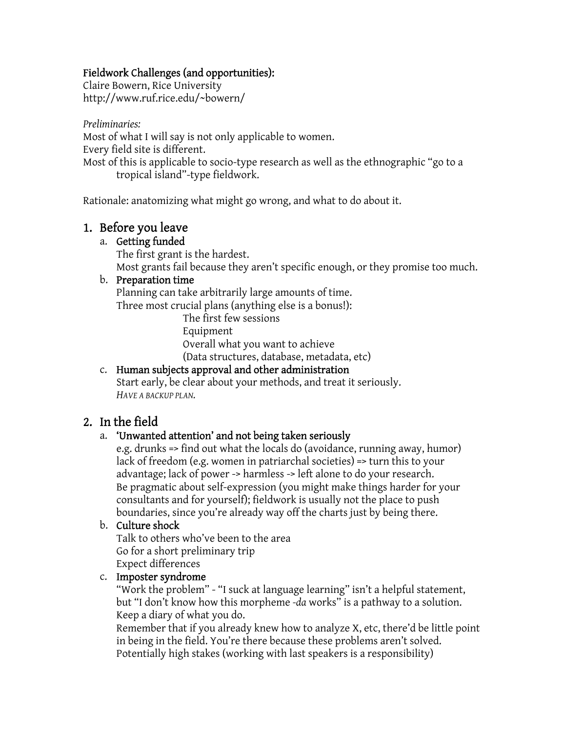**Fieldwork Challenges (and opportunities):**

Claire Bowern, Rice University
http://www.ruf.rice.edu/~bowern/

*Preliminaries:*

Most of what I will say is not only applicable to women.
Every field site is different.
Most of this is applicable to socio-type research as well as the ethnographic "go to a tropical island"-type fieldwork.

Rationale: anatomizing what might go wrong, and what to do about it.

## 1. Before you leave

### a. Getting funded

The first grant is the hardest.
Most grants fail because they aren't specific enough, or they promise too much.

### b. Preparation time

Planning can take arbitrarily large amounts of time.
Three most crucial plans (anything else is a bonus!):

- The first few sessions
- Equipment
- Overall what you want to achieve (Data structures, database, metadata, etc)

### c. Human subjects approval and other administration

Start early, be clear about your methods, and treat it seriously.
*HAVE A BACKUP PLAN.*

## 2. In the field

### a. 'Unwanted attention' and not being taken seriously

e.g. drunks => find out what the locals do (avoidance, running away, humor)
lack of freedom (e.g. women in patriarchal societies) => turn this to your advantage; lack of power -> harmless -> left alone to do your research.
Be pragmatic about self-expression (you might make things harder for your consultants and for yourself); fieldwork is usually not the place to push boundaries, since you're already way off the charts just by being there.

### b. Culture shock

Talk to others who've been to the area
Go for a short preliminary trip
Expect differences

### c. Imposter syndrome

"Work the problem" - "I suck at language learning" isn't a helpful statement, but "I don't know how this morpheme *-da* works" is a pathway to a solution.
Keep a diary of what you do.
Remember that if you already knew how to analyze X, etc, there'd be little point in being in the field. You're there because these problems aren't solved.
Potentially high stakes (working with last speakers is a responsibility)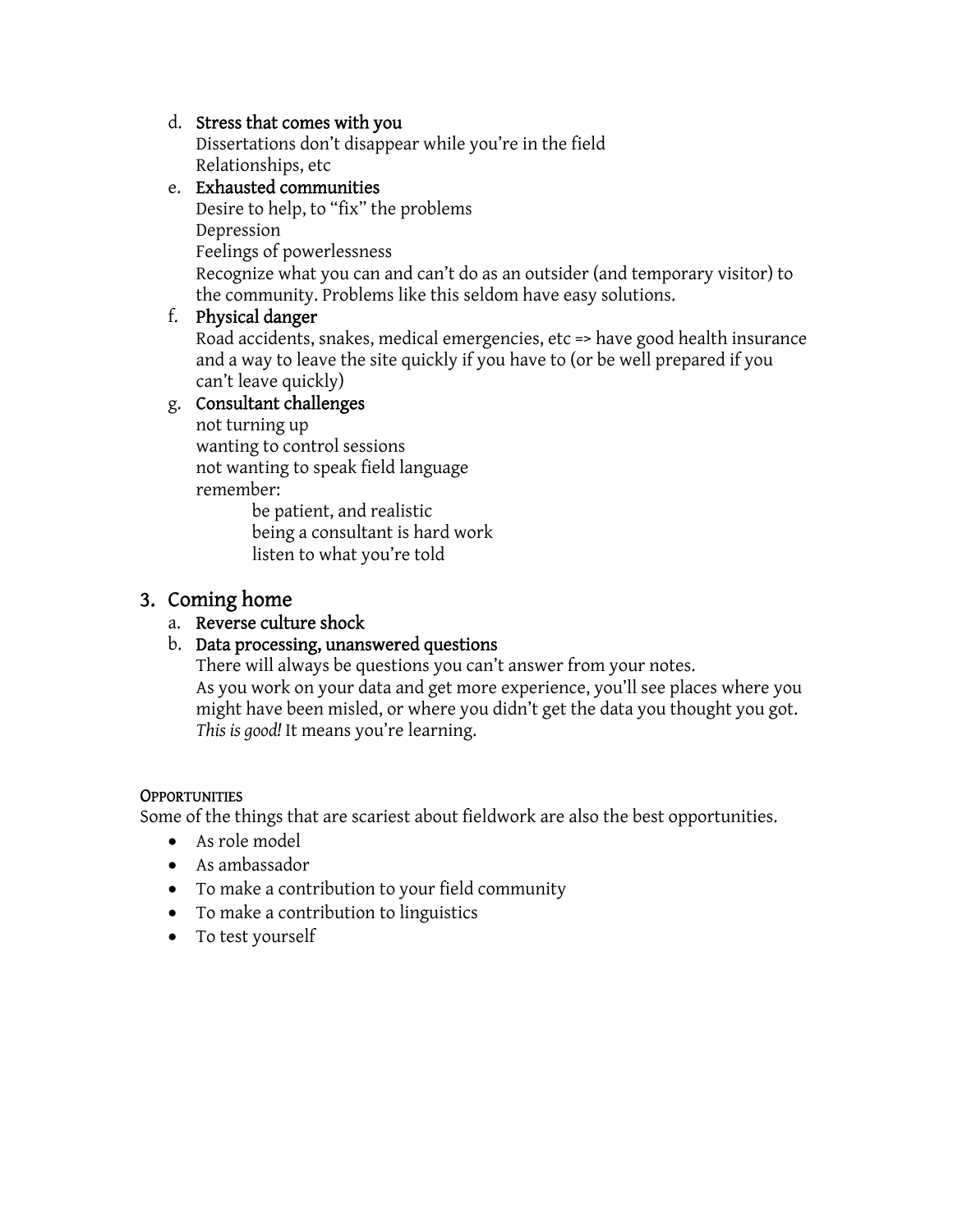d. **Stress that comes with you**
   Dissertations don't disappear while you're in the field
   Relationships, etc

e. **Exhausted communities**
   Desire to help, to "fix" the problems
   Depression
   Feelings of powerlessness
   Recognize what you can and can't do as an outsider (and temporary visitor) to the community. Problems like this seldom have easy solutions.

f. **Physical danger**
   Road accidents, snakes, medical emergencies, etc => have good health insurance and a way to leave the site quickly if you have to (or be well prepared if you can't leave quickly)

g. **Consultant challenges**
   not turning up
   wanting to control sessions
   not wanting to speak field language
   remember:
   - be patient, and realistic
   - being a consultant is hard work
   - listen to what you're told

## 3. Coming home

a. **Reverse culture shock**

b. **Data processing, unanswered questions**
   There will always be questions you can't answer from your notes.
   As you work on your data and get more experience, you'll see places where you might have been misled, or where you didn't get the data you thought you got. *This is good!* It means you're learning.

**OPPORTUNITIES**

Some of the things that are scariest about fieldwork are also the best opportunities.

- As role model
- As ambassador
- To make a contribution to your field community
- To make a contribution to linguistics
- To test yourself